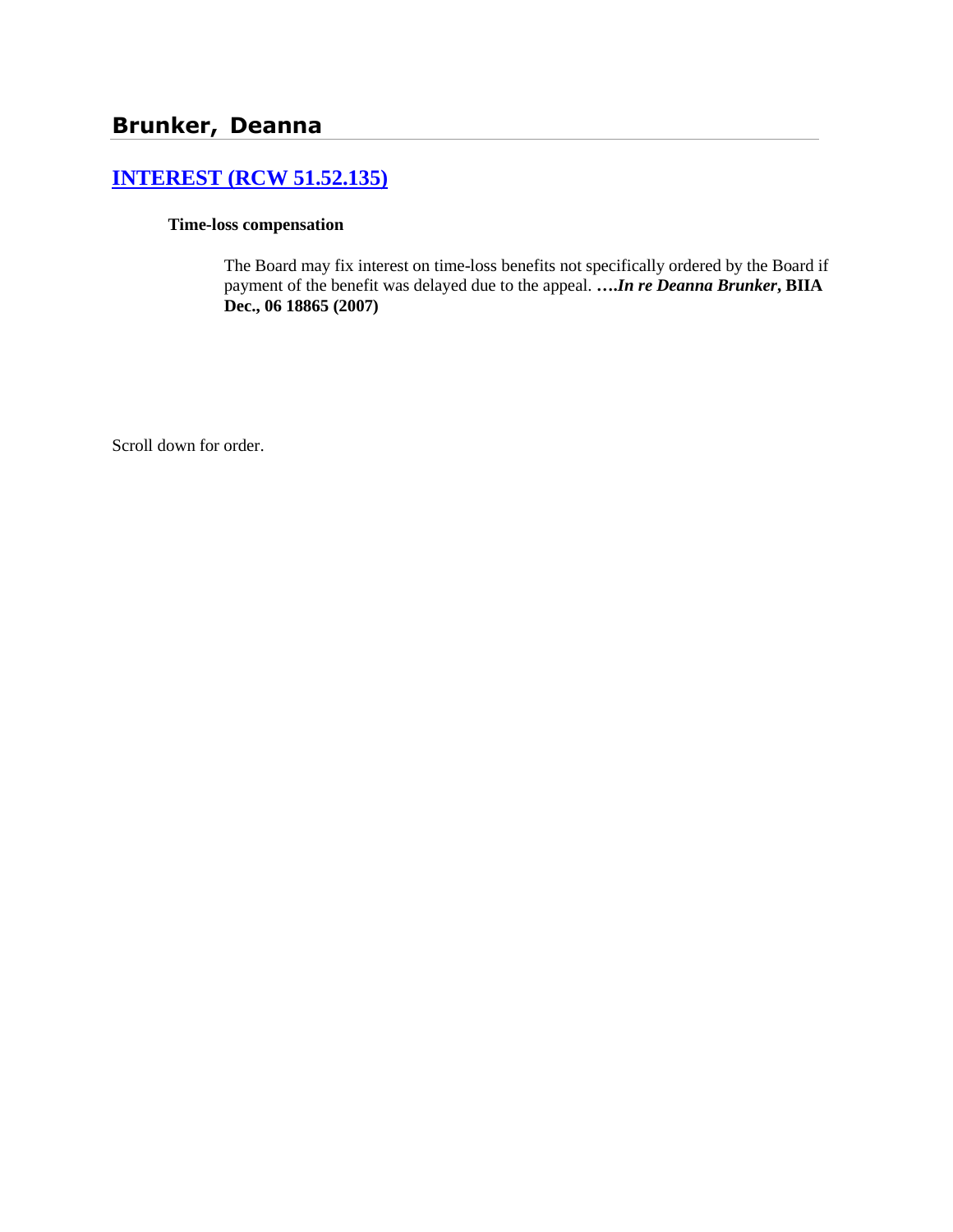# Brunker, Deanna

## [INTEREST (RCW 51.52.135)]

**Time-loss compensation**

The Board may fix interest on time-loss benefits not specifically ordered by the Board if payment of the benefit was delayed due to the appeal. ***….In re Deanna Brunker*, BIIA Dec., 06 18865 (2007)**

Scroll down for order.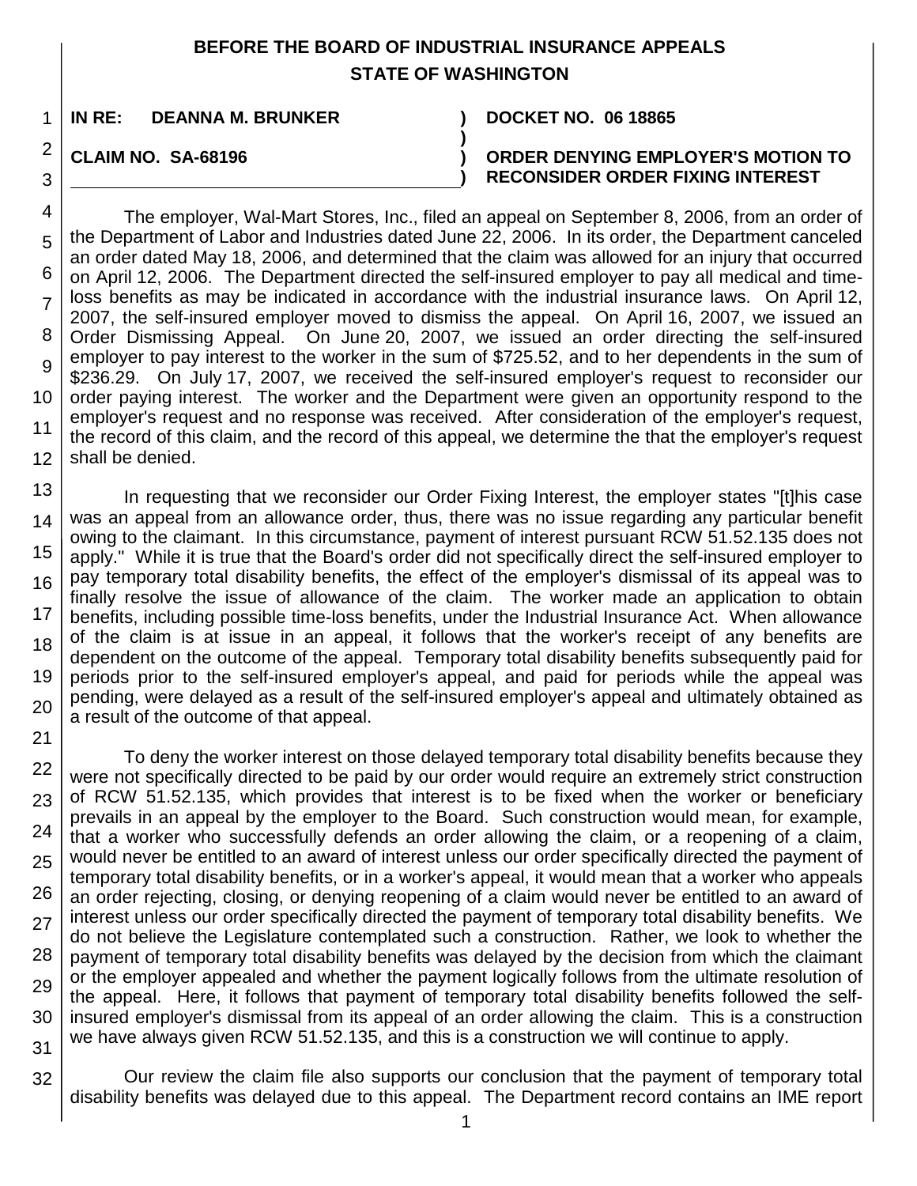# BEFORE THE BOARD OF INDUSTRIAL INSURANCE APPEALS
## STATE OF WASHINGTON

**IN RE: DEANNA M. BRUNKER** ) **DOCKET NO. 06 18865**
)
**CLAIM NO. SA-68196** ) **ORDER DENYING EMPLOYER'S MOTION TO RECONSIDER ORDER FIXING INTEREST**

The employer, Wal-Mart Stores, Inc., filed an appeal on September 8, 2006, from an order of the Department of Labor and Industries dated June 22, 2006. In its order, the Department canceled an order dated May 18, 2006, and determined that the claim was allowed for an injury that occurred on April 12, 2006. The Department directed the self-insured employer to pay all medical and time-loss benefits as may be indicated in accordance with the industrial insurance laws. On April 12, 2007, the self-insured employer moved to dismiss the appeal. On April 16, 2007, we issued an Order Dismissing Appeal. On June 20, 2007, we issued an order directing the self-insured employer to pay interest to the worker in the sum of $725.52, and to her dependents in the sum of $236.29. On July 17, 2007, we received the self-insured employer's request to reconsider our order paying interest. The worker and the Department were given an opportunity respond to the employer's request and no response was received. After consideration of the employer's request, the record of this claim, and the record of this appeal, we determine the that the employer's request shall be denied.

In requesting that we reconsider our Order Fixing Interest, the employer states "[t]his case was an appeal from an allowance order, thus, there was no issue regarding any particular benefit owing to the claimant. In this circumstance, payment of interest pursuant RCW 51.52.135 does not apply." While it is true that the Board's order did not specifically direct the self-insured employer to pay temporary total disability benefits, the effect of the employer's dismissal of its appeal was to finally resolve the issue of allowance of the claim. The worker made an application to obtain benefits, including possible time-loss benefits, under the Industrial Insurance Act. When allowance of the claim is at issue in an appeal, it follows that the worker's receipt of any benefits are dependent on the outcome of the appeal. Temporary total disability benefits subsequently paid for periods prior to the self-insured employer's appeal, and paid for periods while the appeal was pending, were delayed as a result of the self-insured employer's appeal and ultimately obtained as a result of the outcome of that appeal.

To deny the worker interest on those delayed temporary total disability benefits because they were not specifically directed to be paid by our order would require an extremely strict construction of RCW 51.52.135, which provides that interest is to be fixed when the worker or beneficiary prevails in an appeal by the employer to the Board. Such construction would mean, for example, that a worker who successfully defends an order allowing the claim, or a reopening of a claim, would never be entitled to an award of interest unless our order specifically directed the payment of temporary total disability benefits, or in a worker's appeal, it would mean that a worker who appeals an order rejecting, closing, or denying reopening of a claim would never be entitled to an award of interest unless our order specifically directed the payment of temporary total disability benefits. We do not believe the Legislature contemplated such a construction. Rather, we look to whether the payment of temporary total disability benefits was delayed by the decision from which the claimant or the employer appealed and whether the payment logically follows from the ultimate resolution of the appeal. Here, it follows that payment of temporary total disability benefits followed the self-insured employer's dismissal from its appeal of an order allowing the claim. This is a construction we have always given RCW 51.52.135, and this is a construction we will continue to apply.

Our review the claim file also supports our conclusion that the payment of temporary total disability benefits was delayed due to this appeal. The Department record contains an IME report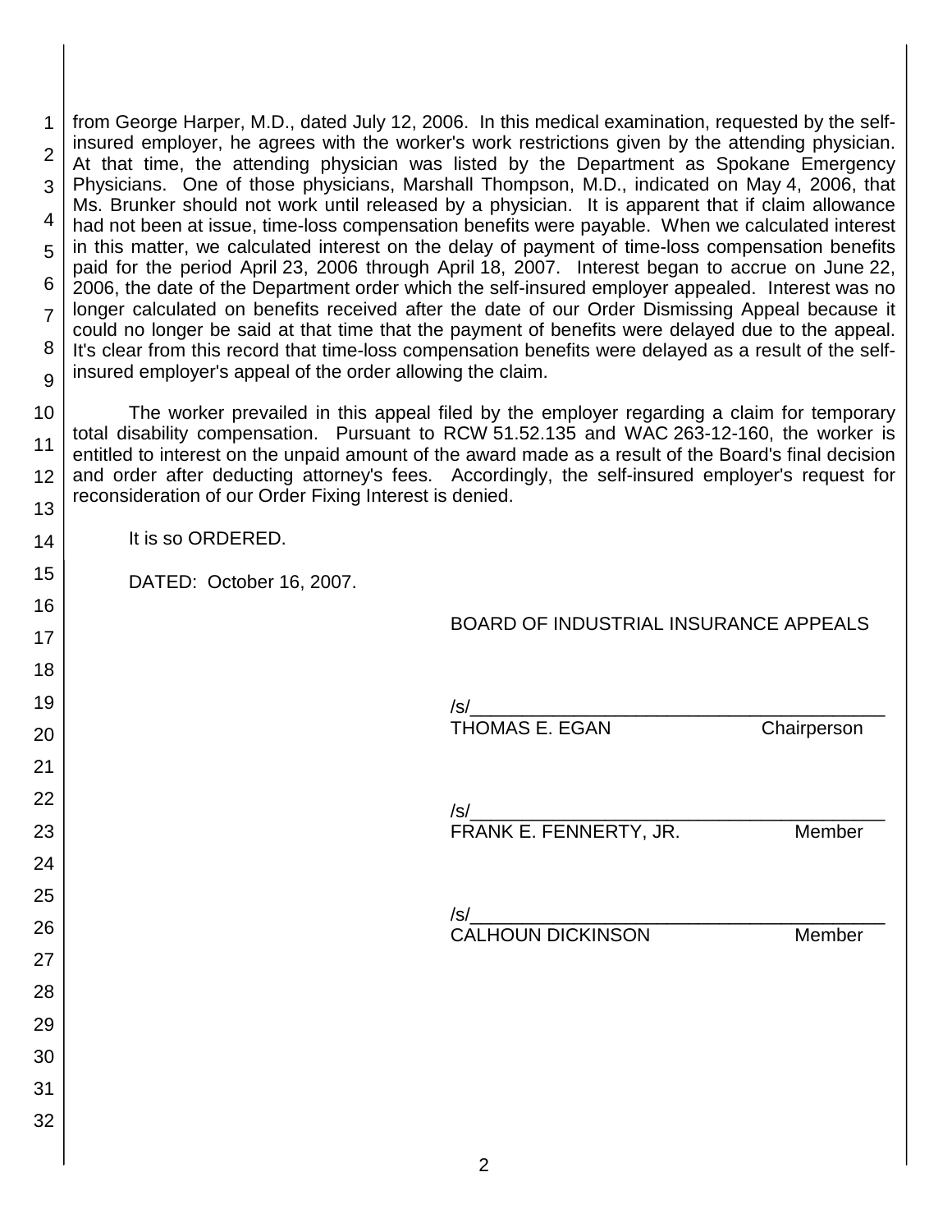from George Harper, M.D., dated July 12, 2006. In this medical examination, requested by the self-insured employer, he agrees with the worker's work restrictions given by the attending physician. At that time, the attending physician was listed by the Department as Spokane Emergency Physicians. One of those physicians, Marshall Thompson, M.D., indicated on May 4, 2006, that Ms. Brunker should not work until released by a physician. It is apparent that if claim allowance had not been at issue, time-loss compensation benefits were payable. When we calculated interest in this matter, we calculated interest on the delay of payment of time-loss compensation benefits paid for the period April 23, 2006 through April 18, 2007. Interest began to accrue on June 22, 2006, the date of the Department order which the self-insured employer appealed. Interest was no longer calculated on benefits received after the date of our Order Dismissing Appeal because it could no longer be said at that time that the payment of benefits were delayed due to the appeal. It's clear from this record that time-loss compensation benefits were delayed as a result of the self-insured employer's appeal of the order allowing the claim.

The worker prevailed in this appeal filed by the employer regarding a claim for temporary total disability compensation. Pursuant to RCW 51.52.135 and WAC 263-12-160, the worker is entitled to interest on the unpaid amount of the award made as a result of the Board's final decision and order after deducting attorney's fees. Accordingly, the self-insured employer's request for reconsideration of our Order Fixing Interest is denied.

It is so ORDERED.

DATED: October 16, 2007.

BOARD OF INDUSTRIAL INSURANCE APPEALS

/s/________________________________________
THOMAS E. EGAN Chairperson

/s/________________________________________
FRANK E. FENNERTY, JR. Member

/s/________________________________________
CALHOUN DICKINSON Member